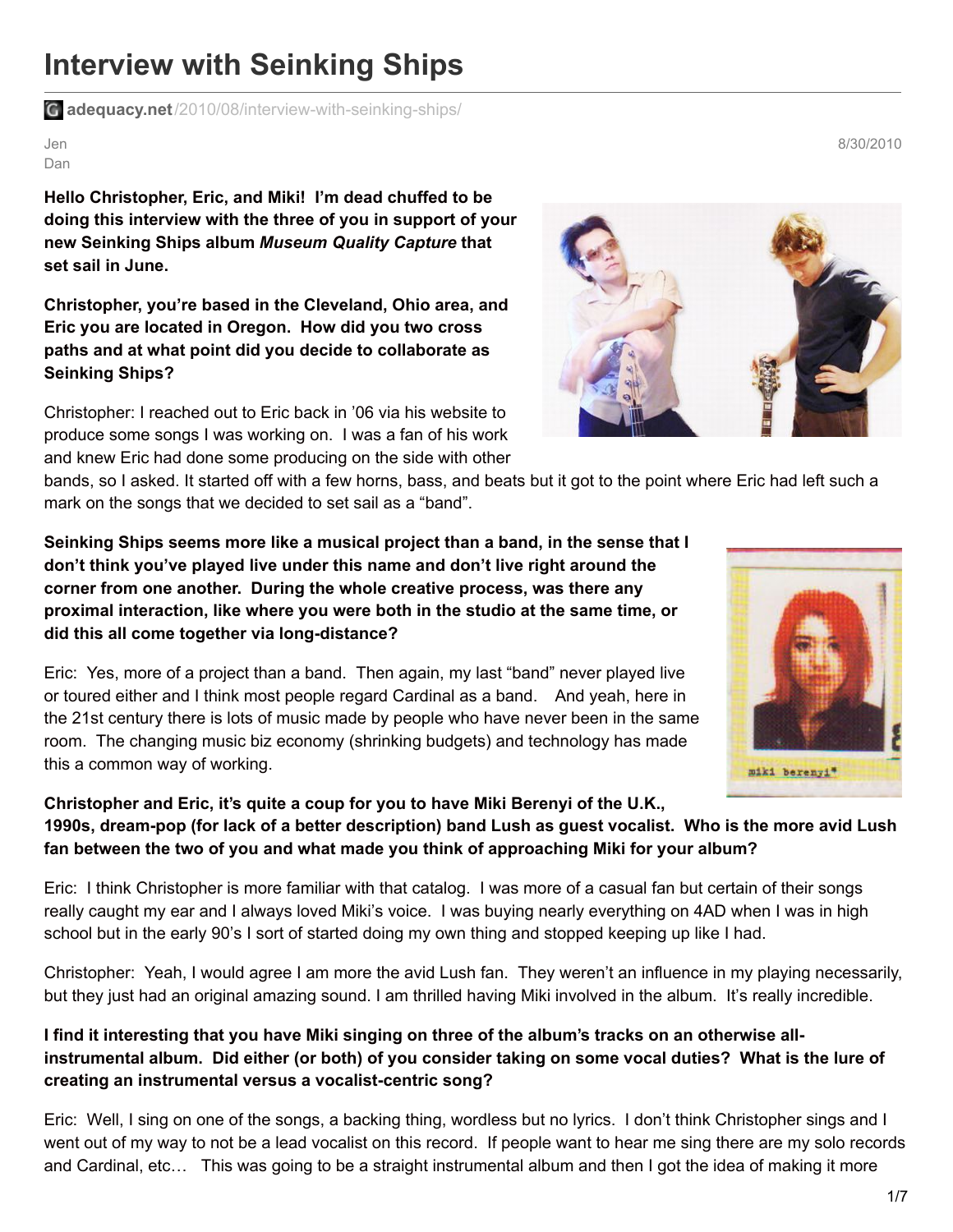# Interview with Seinking Ships

adequacy.net/2010/08/interview-with-seinking-ships/

Jen
Dan

8/30/2010

**Hello Christopher, Eric, and Miki! I'm dead chuffed to be doing this interview with the three of you in support of your new Seinking Ships album *Museum Quality Capture* that set sail in June.**

**Christopher, you're based in the Cleveland, Ohio area, and Eric you are located in Oregon. How did you two cross paths and at what point did you decide to collaborate as Seinking Ships?**

Christopher: I reached out to Eric back in '06 via his website to produce some songs I was working on. I was a fan of his work and knew Eric had done some producing on the side with other bands, so I asked. It started off with a few horns, bass, and beats but it got to the point where Eric had left such a mark on the songs that we decided to set sail as a "band".

**Seinking Ships seems more like a musical project than a band, in the sense that I don't think you've played live under this name and don't live right around the corner from one another. During the whole creative process, was there any proximal interaction, like where you were both in the studio at the same time, or did this all come together via long-distance?**

Eric: Yes, more of a project than a band. Then again, my last "band" never played live or toured either and I think most people regard Cardinal as a band. And yeah, here in the 21st century there is lots of music made by people who have never been in the same room. The changing music biz economy (shrinking budgets) and technology has made this a common way of working.

**Christopher and Eric, it's quite a coup for you to have Miki Berenyi of the U.K., 1990s, dream-pop (for lack of a better description) band Lush as guest vocalist. Who is the more avid Lush fan between the two of you and what made you think of approaching Miki for your album?**

Eric: I think Christopher is more familiar with that catalog. I was more of a casual fan but certain of their songs really caught my ear and I always loved Miki's voice. I was buying nearly everything on 4AD when I was in high school but in the early 90's I sort of started doing my own thing and stopped keeping up like I had.

Christopher: Yeah, I would agree I am more the avid Lush fan. They weren't an influence in my playing necessarily, but they just had an original amazing sound. I am thrilled having Miki involved in the album. It's really incredible.

**I find it interesting that you have Miki singing on three of the album's tracks on an otherwise all-instrumental album. Did either (or both) of you consider taking on some vocal duties? What is the lure of creating an instrumental versus a vocalist-centric song?**

Eric: Well, I sing on one of the songs, a backing thing, wordless but no lyrics. I don't think Christopher sings and I went out of my way to not be a lead vocalist on this record. If people want to hear me sing there are my solo records and Cardinal, etc… This was going to be a straight instrumental album and then I got the idea of making it more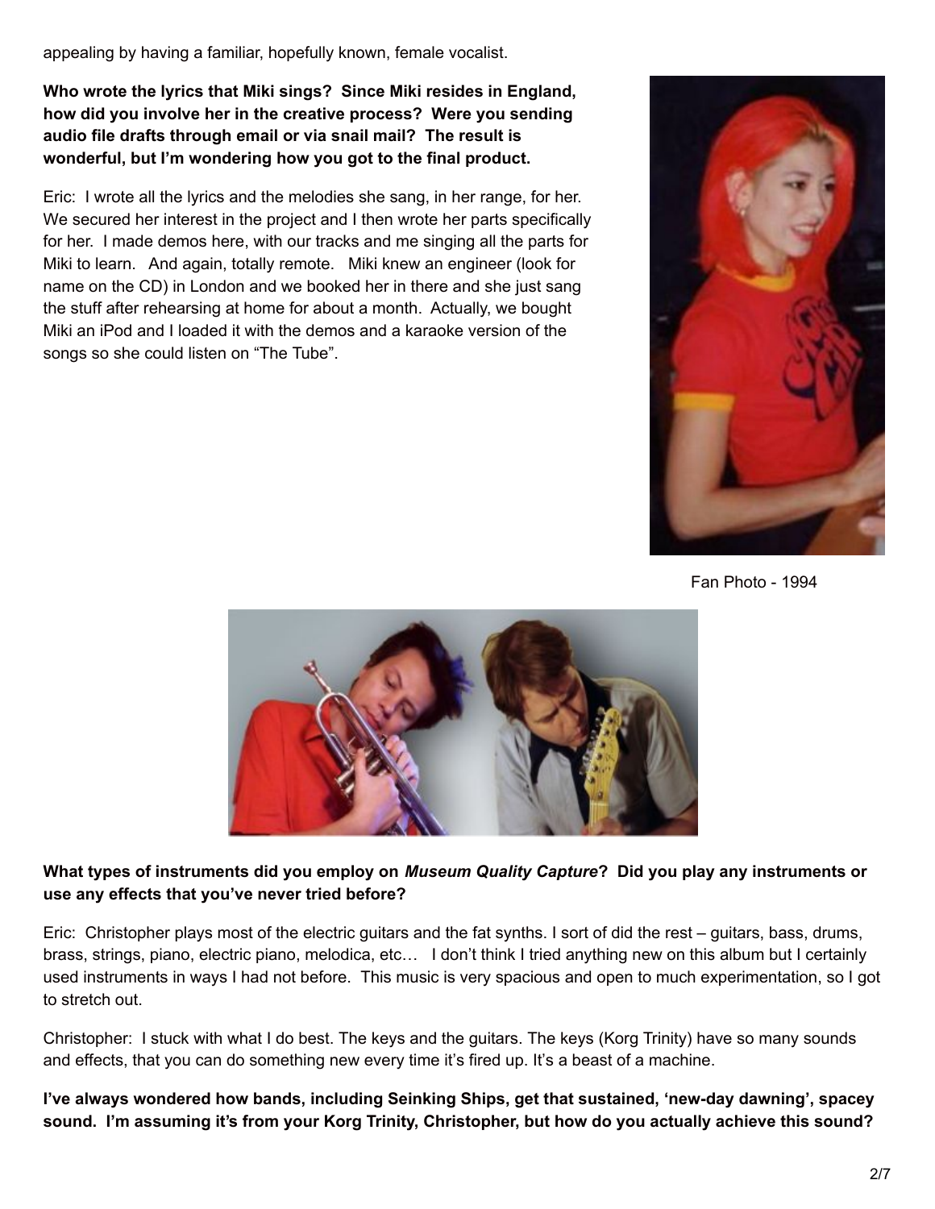appealing by having a familiar, hopefully known, female vocalist.

**Who wrote the lyrics that Miki sings? Since Miki resides in England, how did you involve her in the creative process? Were you sending audio file drafts through email or via snail mail? The result is wonderful, but I'm wondering how you got to the final product.**

Eric: I wrote all the lyrics and the melodies she sang, in her range, for her. We secured her interest in the project and I then wrote her parts specifically for her. I made demos here, with our tracks and me singing all the parts for Miki to learn. And again, totally remote. Miki knew an engineer (look for name on the CD) in London and we booked her in there and she just sang the stuff after rehearsing at home for about a month. Actually, we bought Miki an iPod and I loaded it with the demos and a karaoke version of the songs so she could listen on "The Tube".

Fan Photo - 1994

**What types of instruments did you employ on *Museum Quality Capture*? Did you play any instruments or use any effects that you've never tried before?**

Eric: Christopher plays most of the electric guitars and the fat synths. I sort of did the rest – guitars, bass, drums, brass, strings, piano, electric piano, melodica, etc… I don't think I tried anything new on this album but I certainly used instruments in ways I had not before. This music is very spacious and open to much experimentation, so I got to stretch out.

Christopher: I stuck with what I do best. The keys and the guitars. The keys (Korg Trinity) have so many sounds and effects, that you can do something new every time it's fired up. It's a beast of a machine.

**I've always wondered how bands, including Seinking Ships, get that sustained, 'new-day dawning', spacey sound. I'm assuming it's from your Korg Trinity, Christopher, but how do you actually achieve this sound?**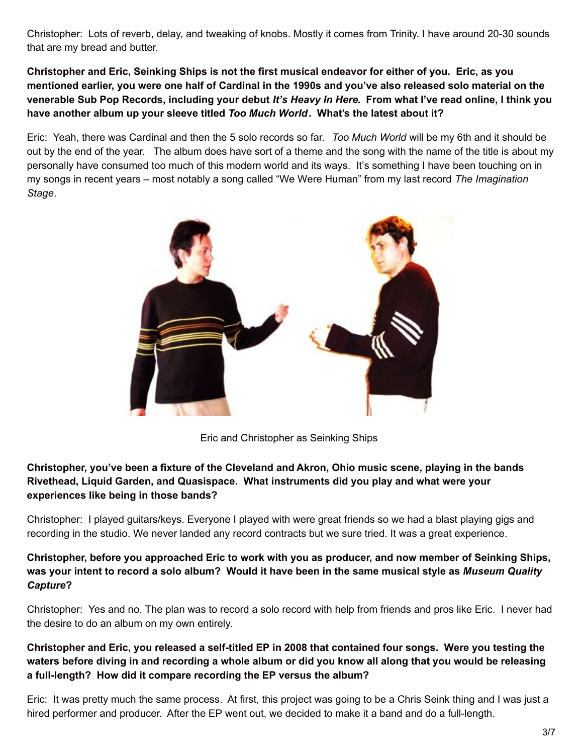Christopher: Lots of reverb, delay, and tweaking of knobs. Mostly it comes from Trinity. I have around 20-30 sounds that are my bread and butter.

**Christopher and Eric, Seinking Ships is not the first musical endeavor for either of you. Eric, as you mentioned earlier, you were one half of Cardinal in the 1990s and you've also released solo material on the venerable Sub Pop Records, including your debut *It's Heavy In Here*. From what I've read online, I think you have another album up your sleeve titled *Too Much World*. What's the latest about it?**

Eric: Yeah, there was Cardinal and then the 5 solo records so far. *Too Much World* will be my 6th and it should be out by the end of the year. The album does have sort of a theme and the song with the name of the title is about my personally have consumed too much of this modern world and its ways. It's something I have been touching on in my songs in recent years – most notably a song called "We Were Human" from my last record *The Imagination Stage*.

Eric and Christopher as Seinking Ships

**Christopher, you've been a fixture of the Cleveland and Akron, Ohio music scene, playing in the bands Rivethead, Liquid Garden, and Quasispace. What instruments did you play and what were your experiences like being in those bands?**

Christopher: I played guitars/keys. Everyone I played with were great friends so we had a blast playing gigs and recording in the studio. We never landed any record contracts but we sure tried. It was a great experience.

**Christopher, before you approached Eric to work with you as producer, and now member of Seinking Ships, was your intent to record a solo album? Would it have been in the same musical style as *Museum Quality Capture*?**

Christopher: Yes and no. The plan was to record a solo record with help from friends and pros like Eric. I never had the desire to do an album on my own entirely.

**Christopher and Eric, you released a self-titled EP in 2008 that contained four songs. Were you testing the waters before diving in and recording a whole album or did you know all along that you would be releasing a full-length? How did it compare recording the EP versus the album?**

Eric: It was pretty much the same process. At first, this project was going to be a Chris Seink thing and I was just a hired performer and producer. After the EP went out, we decided to make it a band and do a full-length.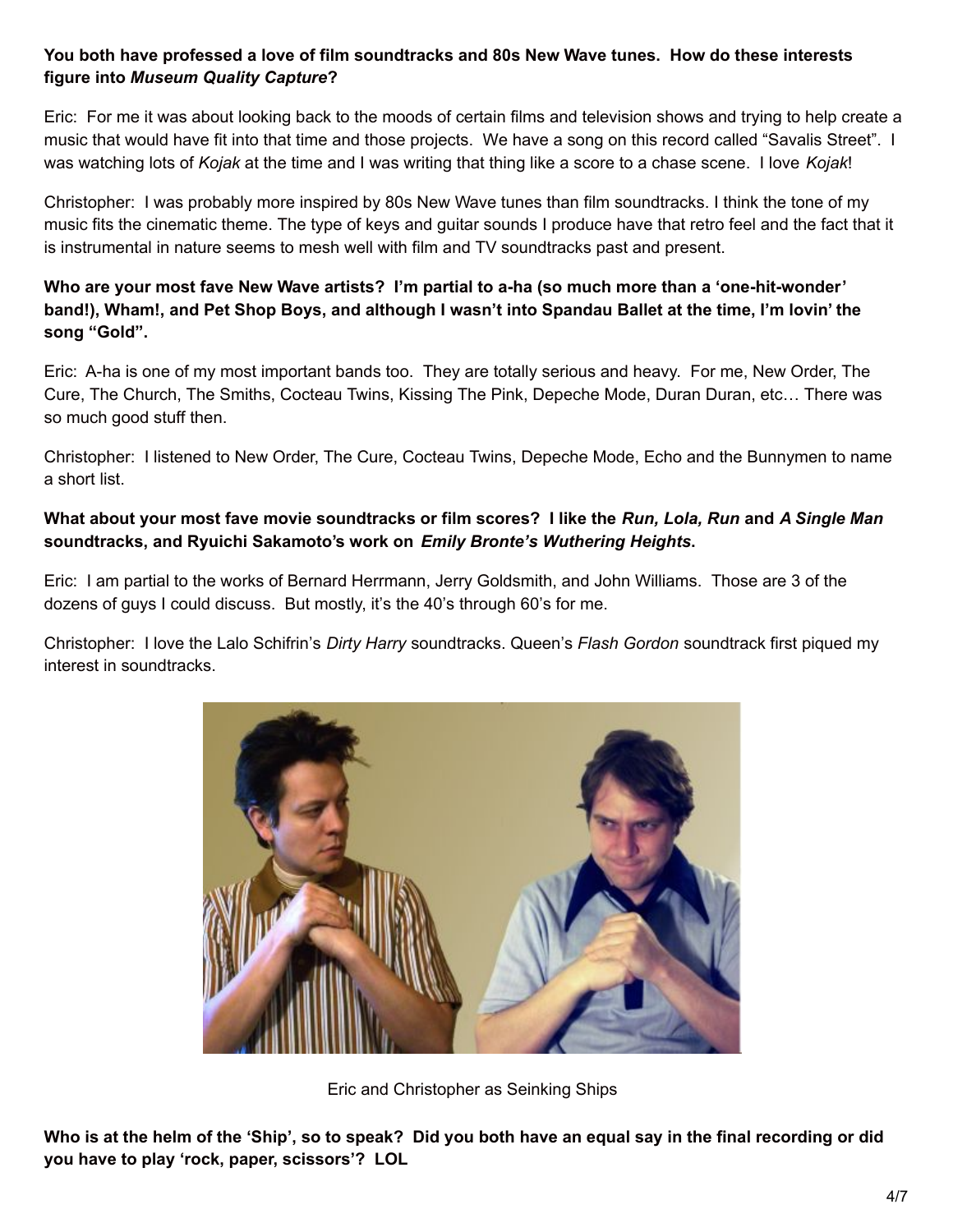**You both have professed a love of film soundtracks and 80s New Wave tunes. How do these interests figure into *Museum Quality Capture*?**

Eric: For me it was about looking back to the moods of certain films and television shows and trying to help create a music that would have fit into that time and those projects. We have a song on this record called "Savalis Street". I was watching lots of *Kojak* at the time and I was writing that thing like a score to a chase scene. I love *Kojak*!

Christopher: I was probably more inspired by 80s New Wave tunes than film soundtracks. I think the tone of my music fits the cinematic theme. The type of keys and guitar sounds I produce have that retro feel and the fact that it is instrumental in nature seems to mesh well with film and TV soundtracks past and present.

**Who are your most fave New Wave artists? I'm partial to a-ha (so much more than a 'one-hit-wonder' band!), Wham!, and Pet Shop Boys, and although I wasn't into Spandau Ballet at the time, I'm lovin' the song "Gold".**

Eric: A-ha is one of my most important bands too. They are totally serious and heavy. For me, New Order, The Cure, The Church, The Smiths, Cocteau Twins, Kissing The Pink, Depeche Mode, Duran Duran, etc… There was so much good stuff then.

Christopher: I listened to New Order, The Cure, Cocteau Twins, Depeche Mode, Echo and the Bunnymen to name a short list.

**What about your most fave movie soundtracks or film scores? I like the *Run, Lola, Run* and *A Single Man* soundtracks, and Ryuichi Sakamoto's work on *Emily Bronte's Wuthering Heights*.**

Eric: I am partial to the works of Bernard Herrmann, Jerry Goldsmith, and John Williams. Those are 3 of the dozens of guys I could discuss. But mostly, it's the 40's through 60's for me.

Christopher: I love the Lalo Schifrin's *Dirty Harry* soundtracks. Queen's *Flash Gordon* soundtrack first piqued my interest in soundtracks.

Eric and Christopher as Seinking Ships

**Who is at the helm of the 'Ship', so to speak? Did you both have an equal say in the final recording or did you have to play 'rock, paper, scissors'? LOL**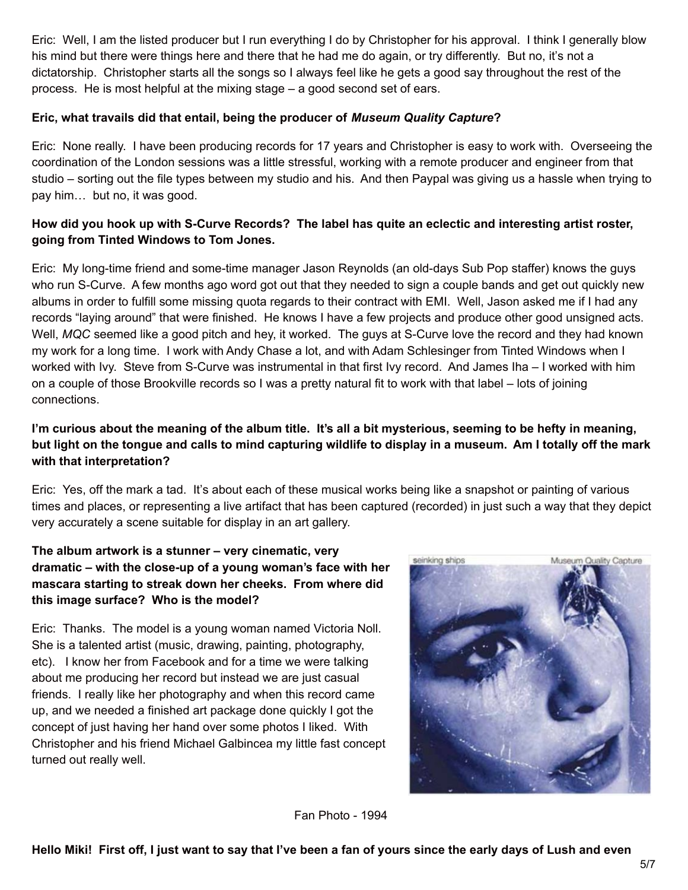Eric: Well, I am the listed producer but I run everything I do by Christopher for his approval. I think I generally blow his mind but there were things here and there that he had me do again, or try differently. But no, it's not a dictatorship. Christopher starts all the songs so I always feel like he gets a good say throughout the rest of the process. He is most helpful at the mixing stage – a good second set of ears.

**Eric, what travails did that entail, being the producer of *Museum Quality Capture*?**

Eric: None really. I have been producing records for 17 years and Christopher is easy to work with. Overseeing the coordination of the London sessions was a little stressful, working with a remote producer and engineer from that studio – sorting out the file types between my studio and his. And then Paypal was giving us a hassle when trying to pay him… but no, it was good.

**How did you hook up with S-Curve Records? The label has quite an eclectic and interesting artist roster, going from Tinted Windows to Tom Jones.**

Eric: My long-time friend and some-time manager Jason Reynolds (an old-days Sub Pop staffer) knows the guys who run S-Curve. A few months ago word got out that they needed to sign a couple bands and get out quickly new albums in order to fulfill some missing quota regards to their contract with EMI. Well, Jason asked me if I had any records "laying around" that were finished. He knows I have a few projects and produce other good unsigned acts. Well, *MQC* seemed like a good pitch and hey, it worked. The guys at S-Curve love the record and they had known my work for a long time. I work with Andy Chase a lot, and with Adam Schlesinger from Tinted Windows when I worked with Ivy. Steve from S-Curve was instrumental in that first Ivy record. And James Iha – I worked with him on a couple of those Brookville records so I was a pretty natural fit to work with that label – lots of joining connections.

**I'm curious about the meaning of the album title. It's all a bit mysterious, seeming to be hefty in meaning, but light on the tongue and calls to mind capturing wildlife to display in a museum. Am I totally off the mark with that interpretation?**

Eric: Yes, off the mark a tad. It's about each of these musical works being like a snapshot or painting of various times and places, or representing a live artifact that has been captured (recorded) in just such a way that they depict very accurately a scene suitable for display in an art gallery.

**The album artwork is a stunner – very cinematic, very dramatic – with the close-up of a young woman's face with her mascara starting to streak down her cheeks. From where did this image surface? Who is the model?**

Eric: Thanks. The model is a young woman named Victoria Noll. She is a talented artist (music, drawing, painting, photography, etc). I know her from Facebook and for a time we were talking about me producing her record but instead we are just casual friends. I really like her photography and when this record came up, and we needed a finished art package done quickly I got the concept of just having her hand over some photos I liked. With Christopher and his friend Michael Galbincea my little fast concept turned out really well.

Fan Photo - 1994

**Hello Miki! First off, I just want to say that I've been a fan of yours since the early days of Lush and even**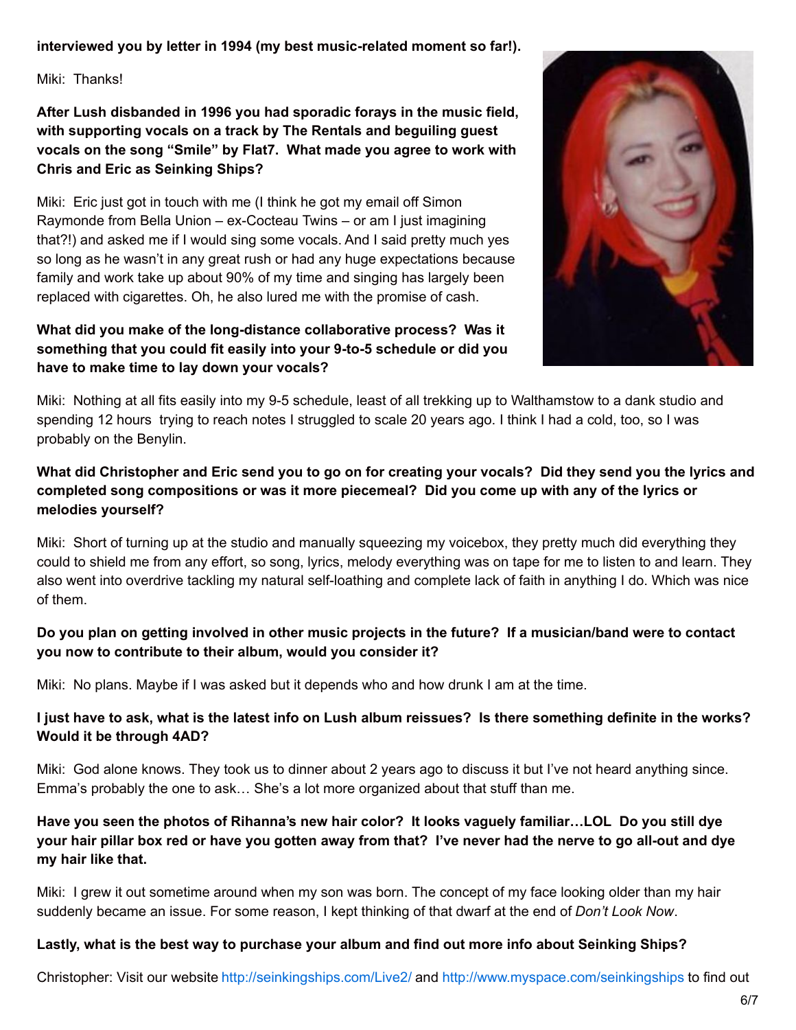**interviewed you by letter in 1994 (my best music-related moment so far!).**

Miki: Thanks!

**After Lush disbanded in 1996 you had sporadic forays in the music field, with supporting vocals on a track by The Rentals and beguiling guest vocals on the song "Smile" by Flat7. What made you agree to work with Chris and Eric as Seinking Ships?**

Miki: Eric just got in touch with me (I think he got my email off Simon Raymonde from Bella Union – ex-Cocteau Twins – or am I just imagining that?!) and asked me if I would sing some vocals. And I said pretty much yes so long as he wasn't in any great rush or had any huge expectations because family and work take up about 90% of my time and singing has largely been replaced with cigarettes. Oh, he also lured me with the promise of cash.

**What did you make of the long-distance collaborative process? Was it something that you could fit easily into your 9-to-5 schedule or did you have to make time to lay down your vocals?**

Miki: Nothing at all fits easily into my 9-5 schedule, least of all trekking up to Walthamstow to a dank studio and spending 12 hours trying to reach notes I struggled to scale 20 years ago. I think I had a cold, too, so I was probably on the Benylin.

**What did Christopher and Eric send you to go on for creating your vocals? Did they send you the lyrics and completed song compositions or was it more piecemeal? Did you come up with any of the lyrics or melodies yourself?**

Miki: Short of turning up at the studio and manually squeezing my voicebox, they pretty much did everything they could to shield me from any effort, so song, lyrics, melody everything was on tape for me to listen to and learn. They also went into overdrive tackling my natural self-loathing and complete lack of faith in anything I do. Which was nice of them.

**Do you plan on getting involved in other music projects in the future? If a musician/band were to contact you now to contribute to their album, would you consider it?**

Miki: No plans. Maybe if I was asked but it depends who and how drunk I am at the time.

**I just have to ask, what is the latest info on Lush album reissues? Is there something definite in the works? Would it be through 4AD?**

Miki: God alone knows. They took us to dinner about 2 years ago to discuss it but I've not heard anything since. Emma's probably the one to ask… She's a lot more organized about that stuff than me.

**Have you seen the photos of Rihanna's new hair color? It looks vaguely familiar…LOL Do you still dye your hair pillar box red or have you gotten away from that? I've never had the nerve to go all-out and dye my hair like that.**

Miki: I grew it out sometime around when my son was born. The concept of my face looking older than my hair suddenly became an issue. For some reason, I kept thinking of that dwarf at the end of *Don't Look Now*.

**Lastly, what is the best way to purchase your album and find out more info about Seinking Ships?**

Christopher: Visit our website http://seinkingships.com/Live2/ and http://www.myspace.com/seinkingships to find out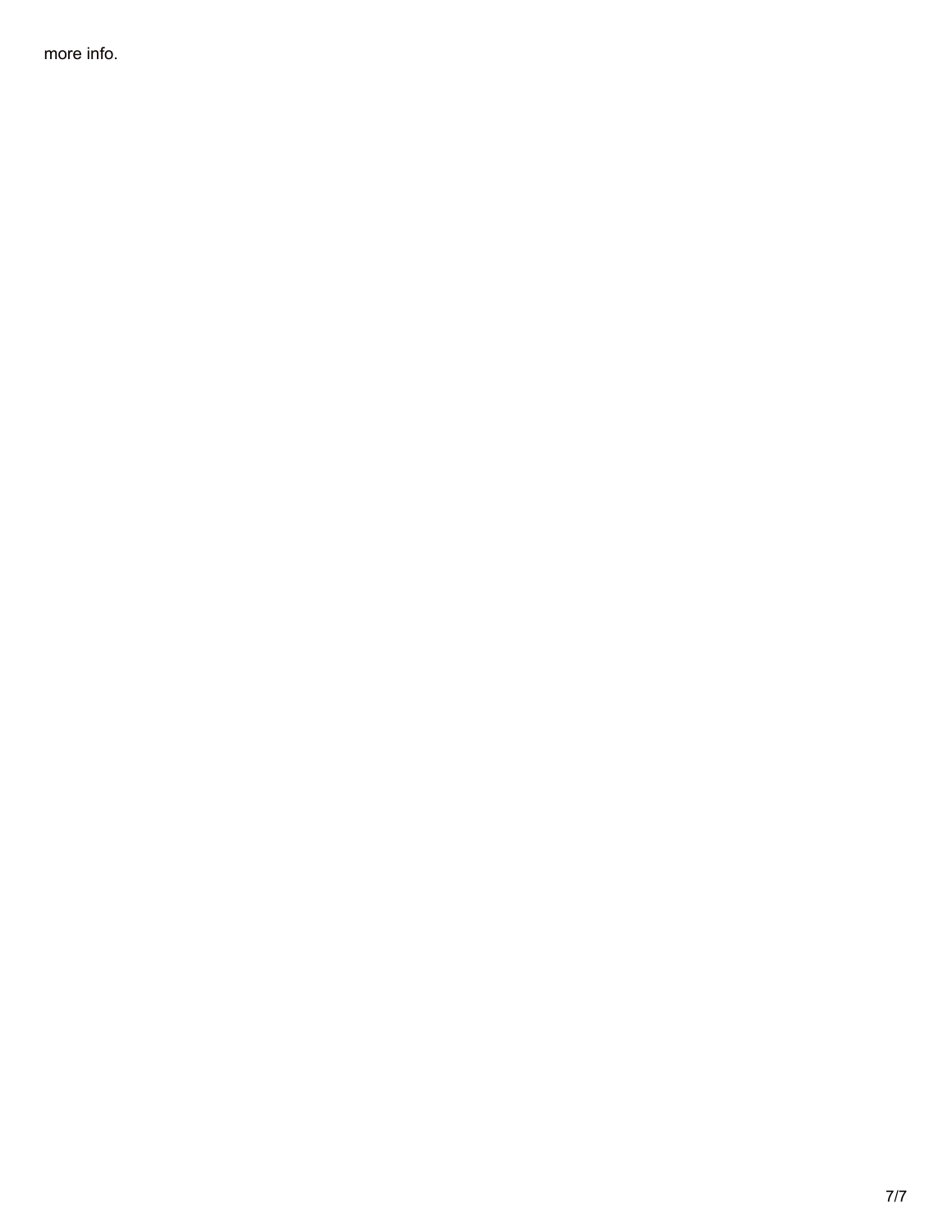more info.